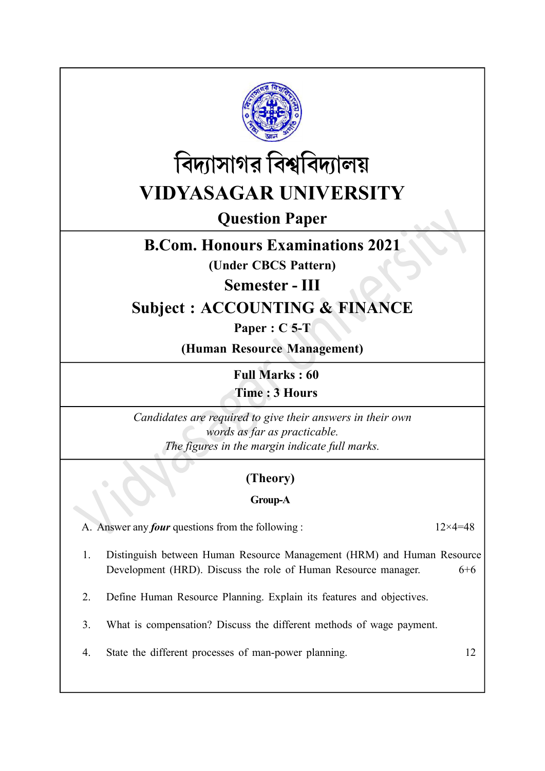# বিদ্যাসাগর বিশ্ববিদ্যালয়

# VIDYASAGAR UNIVERSITY

## Question Paper

## B.Com. Honours Examinations 2021

**(Under CBCS Pattern)**

## Semester - III

## Subject : ACCOUNTING & FINANCE

**Paper : C 5-T**

**(Human Resource Management)**

**Full Marks : 60**

**Time : 3 Hours**

*Candidates are required to give their answers in their own words as far as practicable.*
*The figures in the margin indicate full marks.*

### (Theory)

#### Group-A

A. Answer any ***four*** questions from the following : 12×4=48

1. Distinguish between Human Resource Management (HRM) and Human Resource Development (HRD). Discuss the role of Human Resource manager. 6+6

2. Define Human Resource Planning. Explain its features and objectives.

3. What is compensation? Discuss the different methods of wage payment.

4. State the different processes of man-power planning. 12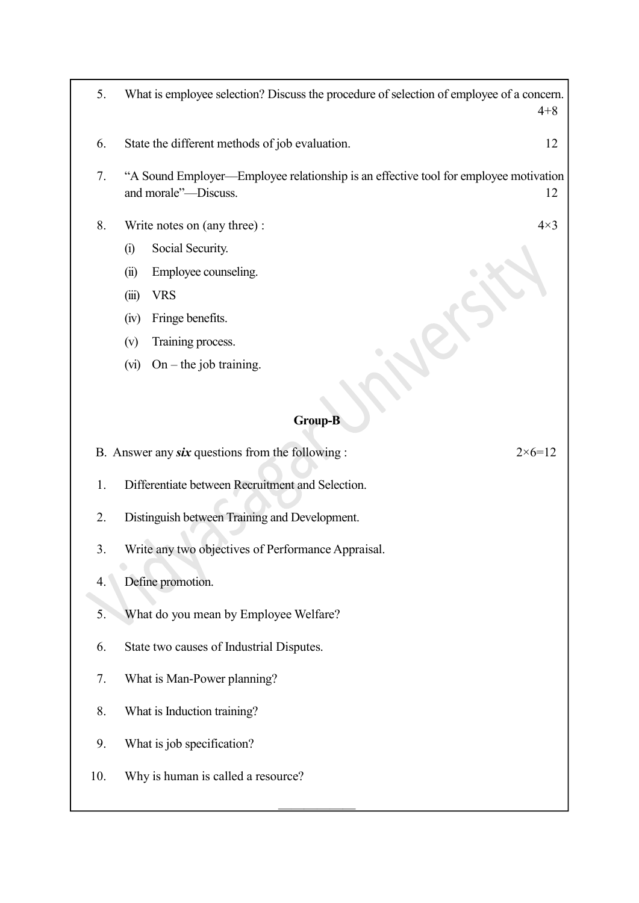5. What is employee selection? Discuss the procedure of selection of employee of a concern. 4+8

6. State the different methods of job evaluation. 12

7. “A Sound Employer—Employee relationship is an effective tool for employee motivation and morale”—Discuss. 12

8. Write notes on (any three) : 4×3

   (i) Social Security.

   (ii) Employee counseling.

   (iii) VRS

   (iv) Fringe benefits.

   (v) Training process.

   (vi) On – the job training.

## Group-B

B. Answer any ***six*** questions from the following : 2×6=12

1. Differentiate between Recruitment and Selection.

2. Distinguish between Training and Development.

3. Write any two objectives of Performance Appraisal.

4. Define promotion.

5. What do you mean by Employee Welfare?

6. State two causes of Industrial Disputes.

7. What is Man-Power planning?

8. What is Induction training?

9. What is job specification?

10. Why is human is called a resource?